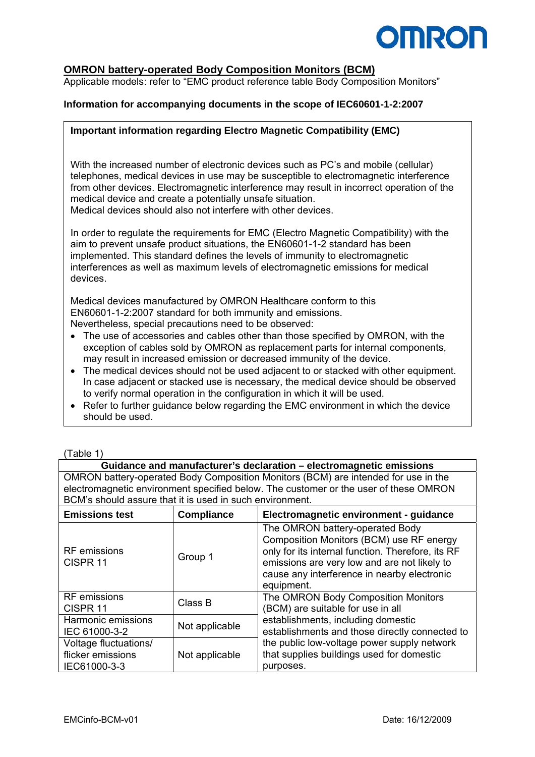## OMRON battery-operated Body Composition Monitors (BCM)

Applicable models: refer to "EMC product reference table Body Composition Monitors"

**Information for accompanying documents in the scope of IEC60601-1-2:2007**

**Important information regarding Electro Magnetic Compatibility (EMC)**

With the increased number of electronic devices such as PC's and mobile (cellular) telephones, medical devices in use may be susceptible to electromagnetic interference from other devices. Electromagnetic interference may result in incorrect operation of the medical device and create a potentially unsafe situation.
Medical devices should also not interfere with other devices.

In order to regulate the requirements for EMC (Electro Magnetic Compatibility) with the aim to prevent unsafe product situations, the EN60601-1-2 standard has been implemented. This standard defines the levels of immunity to electromagnetic interferences as well as maximum levels of electromagnetic emissions for medical devices.

Medical devices manufactured by OMRON Healthcare conform to this EN60601-1-2:2007 standard for both immunity and emissions.
Nevertheless, special precautions need to be observed:

- The use of accessories and cables other than those specified by OMRON, with the exception of cables sold by OMRON as replacement parts for internal components, may result in increased emission or decreased immunity of the device.
- The medical devices should not be used adjacent to or stacked with other equipment. In case adjacent or stacked use is necessary, the medical device should be observed to verify normal operation in the configuration in which it will be used.
- Refer to further guidance below regarding the EMC environment in which the device should be used.

(Table 1)

**Guidance and manufacturer's declaration – electromagnetic emissions**

OMRON battery-operated Body Composition Monitors (BCM) are intended for use in the electromagnetic environment specified below. The customer or the user of these OMRON BCM's should assure that it is used in such environment.

| Emissions test | Compliance | Electromagnetic environment - guidance |
|---|---|---|
| RF emissions CISPR 11 | Group 1 | The OMRON battery-operated Body Composition Monitors (BCM) use RF energy only for its internal function. Therefore, its RF emissions are very low and are not likely to cause any interference in nearby electronic equipment. |
| RF emissions CISPR 11 | Class B | The OMRON Body Composition Monitors (BCM) are suitable for use in all establishments, including domestic establishments and those directly connected to the public low-voltage power supply network that supplies buildings used for domestic purposes. |
| Harmonic emissions IEC 61000-3-2 | Not applicable | |
| Voltage fluctuations/ flicker emissions IEC61000-3-3 | Not applicable | |

EMCinfo-BCM-v01 Date: 16/12/2009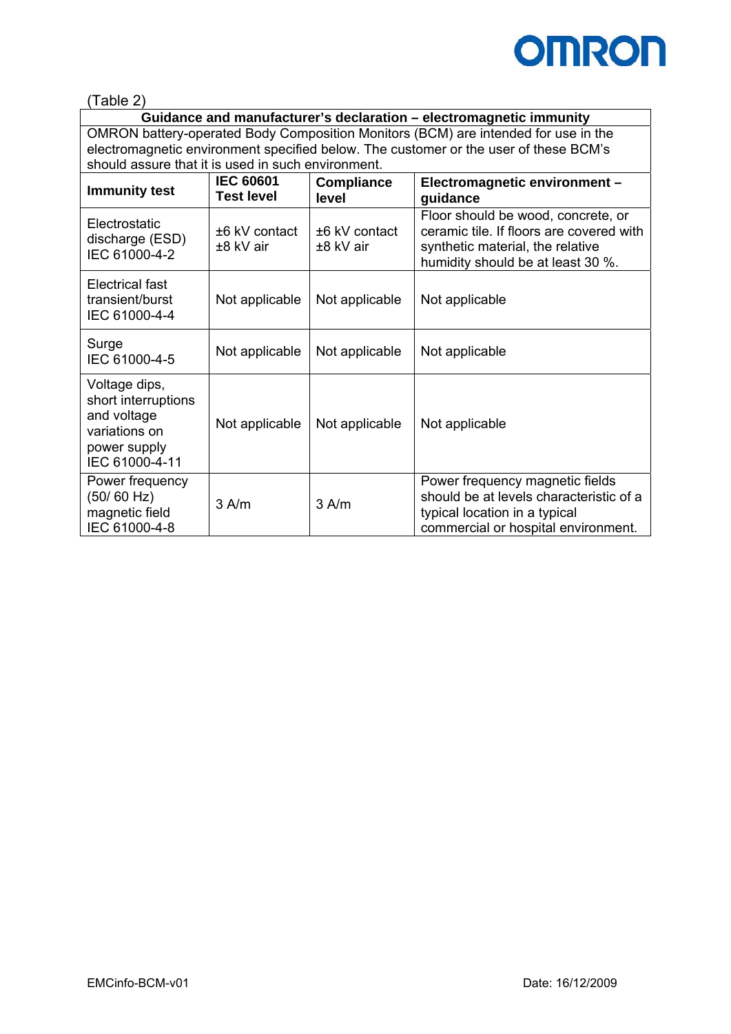(Table 2)

| Guidance and manufacturer's declaration – electromagnetic immunity | | | |
|---|---|---|---|
| OMRON battery-operated Body Composition Monitors (BCM) are intended for use in the electromagnetic environment specified below. The customer or the user of these BCM's should assure that it is used in such environment. | | | |
| **Immunity test** | **IEC 60601 Test level** | **Compliance level** | **Electromagnetic environment – guidance** |
| Electrostatic discharge (ESD) IEC 61000-4-2 | ±6 kV contact ±8 kV air | ±6 kV contact ±8 kV air | Floor should be wood, concrete, or ceramic tile. If floors are covered with synthetic material, the relative humidity should be at least 30 %. |
| Electrical fast transient/burst IEC 61000-4-4 | Not applicable | Not applicable | Not applicable |
| Surge IEC 61000-4-5 | Not applicable | Not applicable | Not applicable |
| Voltage dips, short interruptions and voltage variations on power supply IEC 61000-4-11 | Not applicable | Not applicable | Not applicable |
| Power frequency (50/ 60 Hz) magnetic field IEC 61000-4-8 | 3 A/m | 3 A/m | Power frequency magnetic fields should be at levels characteristic of a typical location in a typical commercial or hospital environment. |

EMCinfo-BCM-v01 Date: 16/12/2009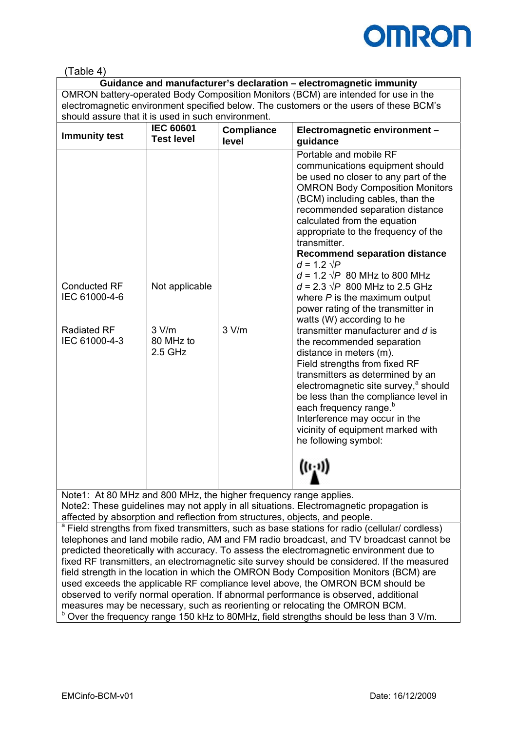(Table 4)

| Guidance and manufacturer's declaration – electromagnetic immunity | | | |
|---|---|---|---|
| OMRON battery-operated Body Composition Monitors (BCM) are intended for use in the electromagnetic environment specified below. The customers or the users of these BCM's should assure that it is used in such environment. | | | |
| **Immunity test** | **IEC 60601 Test level** | **Compliance level** | **Electromagnetic environment – guidance** |
| Conducted RF<br>IEC 61000-4-6<br><br>Radiated RF<br>IEC 61000-4-3 | Not applicable<br><br>3 V/m<br>80 MHz to<br>2.5 GHz | <br><br>3 V/m | Portable and mobile RF communications equipment should be used no closer to any part of the OMRON Body Composition Monitors (BCM) including cables, than the recommended separation distance calculated from the equation appropriate to the frequency of the transmitter.<br>**Recommend separation distance**<br>$d = 1.2 \sqrt{P}$<br>$d = 1.2 \sqrt{P}$ 80 MHz to 800 MHz<br>$d = 2.3 \sqrt{P}$ 800 MHz to 2.5 GHz<br>where $P$ is the maximum output power rating of the transmitter in watts (W) according to he transmitter manufacturer and $d$ is the recommended separation distance in meters (m).<br>Field strengths from fixed RF transmitters as determined by an electromagnetic site survey,[a] should be less than the compliance level in each frequency range.[b]<br>Interference may occur in the vicinity of equipment marked with he following symbol: |
| Note1: At 80 MHz and 800 MHz, the higher frequency range applies.<br>Note2: These guidelines may not apply in all situations. Electromagnetic propagation is affected by absorption and reflection from structures, objects, and people. | | | |
| [a] Field strengths from fixed transmitters, such as base stations for radio (cellular/ cordless) telephones and land mobile radio, AM and FM radio broadcast, and TV broadcast cannot be predicted theoretically with accuracy. To assess the electromagnetic environment due to fixed RF transmitters, an electromagnetic site survey should be considered. If the measured field strength in the location in which the OMRON Body Composition Monitors (BCM) are used exceeds the applicable RF compliance level above, the OMRON BCM should be observed to verify normal operation. If abnormal performance is observed, additional measures may be necessary, such as reorienting or relocating the OMRON BCM.<br>[b] Over the frequency range 150 kHz to 80MHz, field strengths should be less than 3 V/m. | | | |

EMCinfo-BCM-v01 Date: 16/12/2009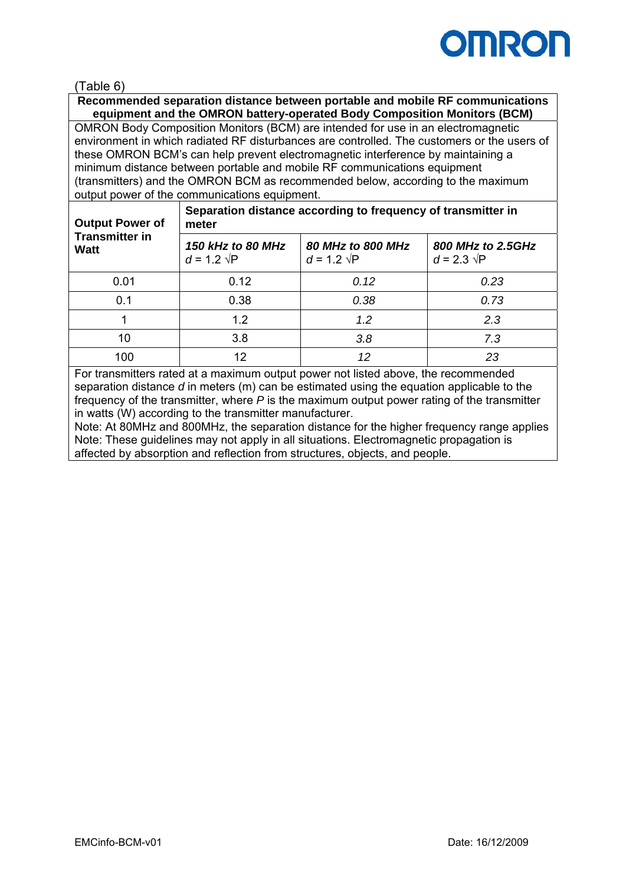(Table 6)

| Recommended separation distance between portable and mobile RF communications equipment and the OMRON battery-operated Body Composition Monitors (BCM) | | | |
|---|---|---|---|
| OMRON Body Composition Monitors (BCM) are intended for use in an electromagnetic environment in which radiated RF disturbances are controlled. The customers or the users of these OMRON BCM's can help prevent electromagnetic interference by maintaining a minimum distance between portable and mobile RF communications equipment (transmitters) and the OMRON BCM as recommended below, according to the maximum output power of the communications equipment. | | | |
| **Output Power of Transmitter in Watt** | **Separation distance according to frequency of transmitter in meter** | | |
| | ***150 kHz to 80 MHz*** $d = 1.2 \sqrt{P}$ | ***80 MHz to 800 MHz*** $d = 1.2 \sqrt{P}$ | ***800 MHz to 2.5GHz*** $d = 2.3 \sqrt{P}$ |
| 0.01 | 0.12 | *0.12* | *0.23* |
| 0.1 | 0.38 | *0.38* | *0.73* |
| 1 | 1.2 | *1.2* | *2.3* |
| 10 | 3.8 | *3.8* | *7.3* |
| 100 | 12 | *12* | *23* |

For transmitters rated at a maximum output power not listed above, the recommended separation distance $d$ in meters (m) can be estimated using the equation applicable to the frequency of the transmitter, where $P$ is the maximum output power rating of the transmitter in watts (W) according to the transmitter manufacturer.

Note: At 80MHz and 800MHz, the separation distance for the higher frequency range applies

Note: These guidelines may not apply in all situations. Electromagnetic propagation is affected by absorption and reflection from structures, objects, and people.